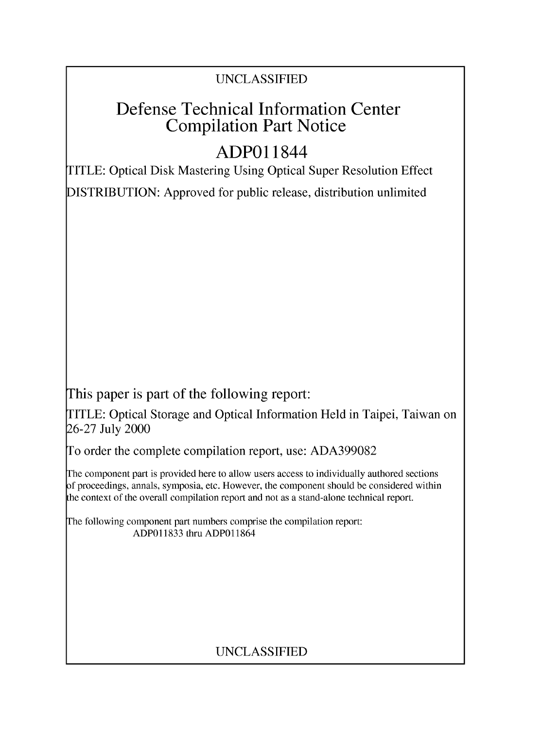UNCLASSIFIED

# Defense Technical Information Center Compilation Part Notice

# ADP011844

TITLE: Optical Disk Mastering Using Optical Super Resolution Effect

DISTRIBUTION: Approved for public release, distribution unlimited

This paper is part of the following report:

TITLE: Optical Storage and Optical Information Held in Taipei, Taiwan on 26-27 July 2000

To order the complete compilation report, use: ADA399082

The component part is provided here to allow users access to individually authored sections of proceedings, annals, symposia, etc. However, the component should be considered within the context of the overall compilation report and not as a stand-alone technical report.

The following component part numbers comprise the compilation report:
ADP011833 thru ADP011864

UNCLASSIFIED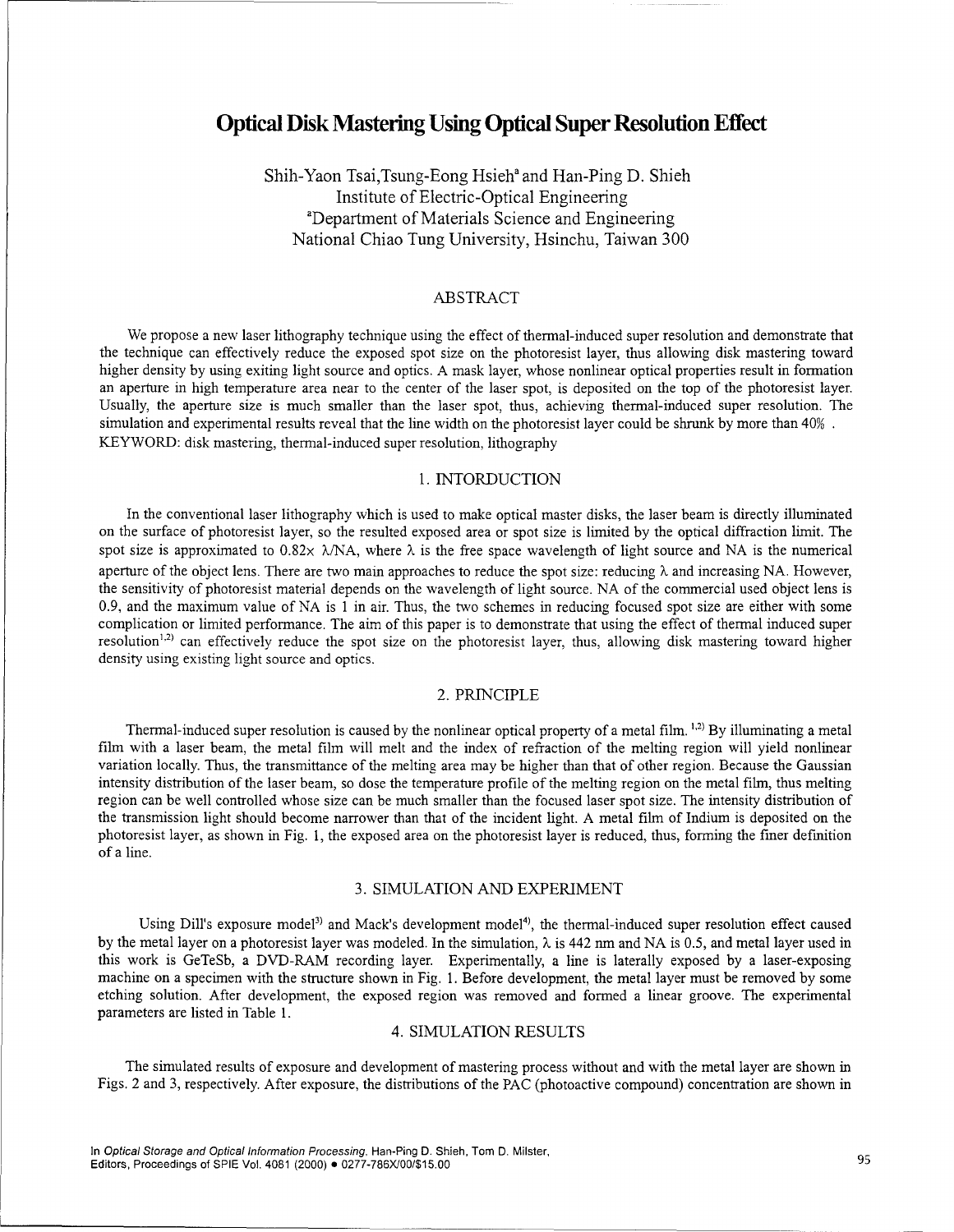# Optical Disk Mastering Using Optical Super Resolution Effect

Shih-Yaon Tsai, Tsung-Eong Hsieh[a] and Han-Ping D. Shieh
Institute of Electric-Optical Engineering
[a]Department of Materials Science and Engineering
National Chiao Tung University, Hsinchu, Taiwan 300

## ABSTRACT

We propose a new laser lithography technique using the effect of thermal-induced super resolution and demonstrate that the technique can effectively reduce the exposed spot size on the photoresist layer, thus allowing disk mastering toward higher density by using exiting light source and optics. A mask layer, whose nonlinear optical properties result in formation an aperture in high temperature area near to the center of the laser spot, is deposited on the top of the photoresist layer. Usually, the aperture size is much smaller than the laser spot, thus, achieving thermal-induced super resolution. The simulation and experimental results reveal that the line width on the photoresist layer could be shrunk by more than 40% .

KEYWORD: disk mastering, thermal-induced super resolution, lithography

## 1. INTORDUCTION

In the conventional laser lithography which is used to make optical master disks, the laser beam is directly illuminated on the surface of photoresist layer, so the resulted exposed area or spot size is limited by the optical diffraction limit. The spot size is approximated to $0.82\times \lambda/NA$, where $\lambda$ is the free space wavelength of light source and NA is the numerical aperture of the object lens. There are two main approaches to reduce the spot size: reducing $\lambda$ and increasing NA. However, the sensitivity of photoresist material depends on the wavelength of light source. NA of the commercial used object lens is 0.9, and the maximum value of NA is 1 in air. Thus, the two schemes in reducing focused spot size are either with some complication or limited performance. The aim of this paper is to demonstrate that using the effect of thermal induced super resolution[1,2] can effectively reduce the spot size on the photoresist layer, thus, allowing disk mastering toward higher density using existing light source and optics.

## 2. PRINCIPLE

Thermal-induced super resolution is caused by the nonlinear optical property of a metal film. [1,2] By illuminating a metal film with a laser beam, the metal film will melt and the index of refraction of the melting region will yield nonlinear variation locally. Thus, the transmittance of the melting area may be higher than that of other region. Because the Gaussian intensity distribution of the laser beam, so dose the temperature profile of the melting region on the metal film, thus melting region can be well controlled whose size can be much smaller than the focused laser spot size. The intensity distribution of the transmission light should become narrower than that of the incident light. A metal film of Indium is deposited on the photoresist layer, as shown in Fig. 1, the exposed area on the photoresist layer is reduced, thus, forming the finer definition of a line.

## 3. SIMULATION AND EXPERIMENT

Using Dill's exposure model[3] and Mack's development model[4], the thermal-induced super resolution effect caused by the metal layer on a photoresist layer was modeled. In the simulation, $\lambda$ is 442 nm and NA is 0.5, and metal layer used in this work is GeTeSb, a DVD-RAM recording layer. Experimentally, a line is laterally exposed by a laser-exposing machine on a specimen with the structure shown in Fig. 1. Before development, the metal layer must be removed by some etching solution. After development, the exposed region was removed and formed a linear groove. The experimental parameters are listed in Table 1.

## 4. SIMULATION RESULTS

The simulated results of exposure and development of mastering process without and with the metal layer are shown in Figs. 2 and 3, respectively. After exposure, the distributions of the PAC (photoactive compound) concentration are shown in

In Optical Storage and Optical Information Processing, Han-Ping D. Shieh, Tom D. Milster, Editors, Proceedings of SPIE Vol. 4081 (2000) • 0277-786X/00/$15.00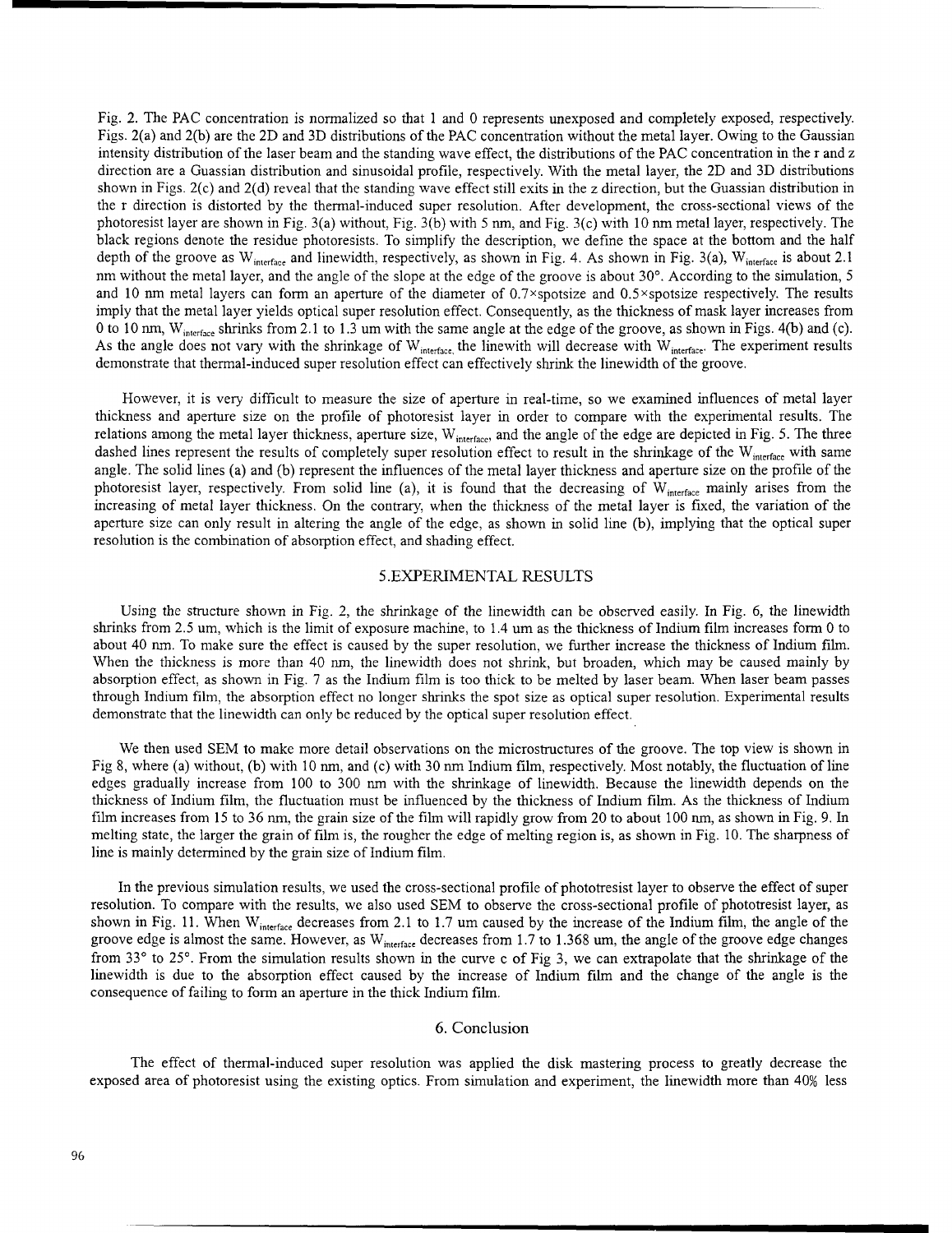Fig. 2. The PAC concentration is normalized so that 1 and 0 represents unexposed and completely exposed, respectively. Figs. 2(a) and 2(b) are the 2D and 3D distributions of the PAC concentration without the metal layer. Owing to the Gaussian intensity distribution of the laser beam and the standing wave effect, the distributions of the PAC concentration in the r and z direction are a Guassian distribution and sinusoidal profile, respectively. With the metal layer, the 2D and 3D distributions shown in Figs. 2(c) and 2(d) reveal that the standing wave effect still exits in the z direction, but the Guassian distribution in the r direction is distorted by the thermal-induced super resolution. After development, the cross-sectional views of the photoresist layer are shown in Fig. 3(a) without, Fig. 3(b) with 5 nm, and Fig. 3(c) with 10 nm metal layer, respectively. The black regions denote the residue photoresists. To simplify the description, we define the space at the bottom and the half depth of the groove as $W_{interface}$ and linewidth, respectively, as shown in Fig. 4. As shown in Fig. 3(a), $W_{interface}$ is about 2.1 nm without the metal layer, and the angle of the slope at the edge of the groove is about 30°. According to the simulation, 5 and 10 nm metal layers can form an aperture of the diameter of 0.7×spotsize and 0.5×spotsize respectively. The results imply that the metal layer yields optical super resolution effect. Consequently, as the thickness of mask layer increases from 0 to 10 nm, $W_{interface}$ shrinks from 2.1 to 1.3 um with the same angle at the edge of the groove, as shown in Figs. 4(b) and (c). As the angle does not vary with the shrinkage of $W_{interface}$, the linewith will decrease with $W_{interface}$. The experiment results demonstrate that thermal-induced super resolution effect can effectively shrink the linewidth of the groove.

However, it is very difficult to measure the size of aperture in real-time, so we examined influences of metal layer thickness and aperture size on the profile of photoresist layer in order to compare with the experimental results. The relations among the metal layer thickness, aperture size, $W_{interface}$, and the angle of the edge are depicted in Fig. 5. The three dashed lines represent the results of completely super resolution effect to result in the shrinkage of the $W_{interface}$ with same angle. The solid lines (a) and (b) represent the influences of the metal layer thickness and aperture size on the profile of the photoresist layer, respectively. From solid line (a), it is found that the decreasing of $W_{interface}$ mainly arises from the increasing of metal layer thickness. On the contrary, when the thickness of the metal layer is fixed, the variation of the aperture size can only result in altering the angle of the edge, as shown in solid line (b), implying that the optical super resolution is the combination of absorption effect, and shading effect.

## 5.EXPERIMENTAL RESULTS

Using the structure shown in Fig. 2, the shrinkage of the linewidth can be observed easily. In Fig. 6, the linewidth shrinks from 2.5 um, which is the limit of exposure machine, to 1.4 um as the thickness of Indium film increases form 0 to about 40 nm. To make sure the effect is caused by the super resolution, we further increase the thickness of Indium film. When the thickness is more than 40 nm, the linewidth does not shrink, but broaden, which may be caused mainly by absorption effect, as shown in Fig. 7 as the Indium film is too thick to be melted by laser beam. When laser beam passes through Indium film, the absorption effect no longer shrinks the spot size as optical super resolution. Experimental results demonstrate that the linewidth can only be reduced by the optical super resolution effect.

We then used SEM to make more detail observations on the microstructures of the groove. The top view is shown in Fig 8, where (a) without, (b) with 10 nm, and (c) with 30 nm Indium film, respectively. Most notably, the fluctuation of line edges gradually increase from 100 to 300 nm with the shrinkage of linewidth. Because the linewidth depends on the thickness of Indium film, the fluctuation must be influenced by the thickness of Indium film. As the thickness of Indium film increases from 15 to 36 nm, the grain size of the film will rapidly grow from 20 to about 100 nm, as shown in Fig. 9. In melting state, the larger the grain of film is, the rougher the edge of melting region is, as shown in Fig. 10. The sharpness of line is mainly determined by the grain size of Indium film.

In the previous simulation results, we used the cross-sectional profile of phototresist layer to observe the effect of super resolution. To compare with the results, we also used SEM to observe the cross-sectional profile of phototresist layer, as shown in Fig. 11. When $W_{interface}$ decreases from 2.1 to 1.7 um caused by the increase of the Indium film, the angle of the groove edge is almost the same. However, as $W_{interface}$ decreases from 1.7 to 1.368 um, the angle of the groove edge changes from 33° to 25°. From the simulation results shown in the curve c of Fig 3, we can extrapolate that the shrinkage of the linewidth is due to the absorption effect caused by the increase of Indium film and the change of the angle is the consequence of failing to form an aperture in the thick Indium film.

## 6. Conclusion

The effect of thermal-induced super resolution was applied the disk mastering process to greatly decrease the exposed area of photoresist using the existing optics. From simulation and experiment, the linewidth more than 40% less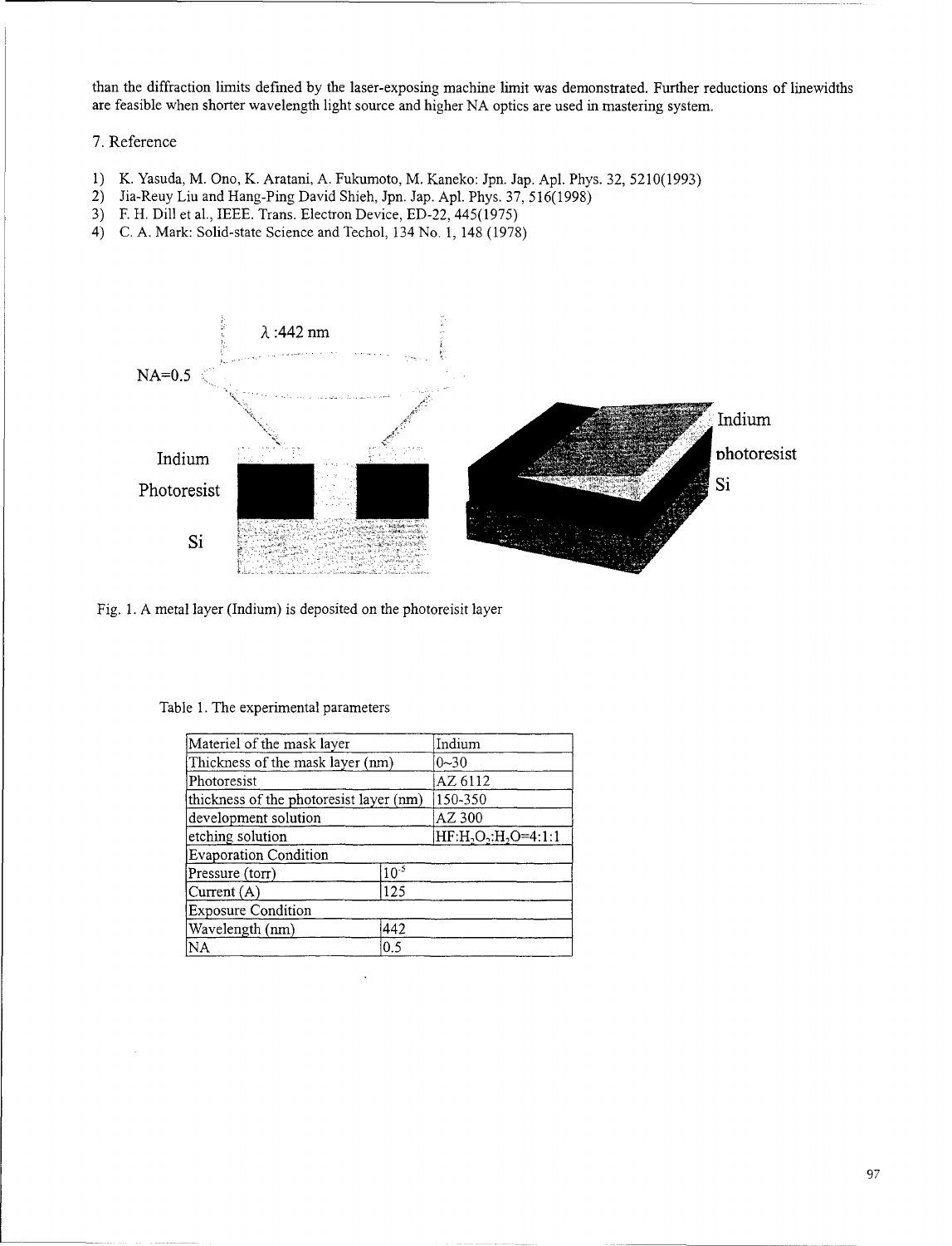than the diffraction limits defined by the laser-exposing machine limit was demonstrated. Further reductions of linewidths are feasible when shorter wavelength light source and higher NA optics are used in mastering system.

## 7. Reference

1) K. Yasuda, M. Ono, K. Aratani, A. Fukumoto, M. Kaneko: Jpn. Jap. Apl. Phys. 32, 5210(1993)
2) Jia-Reuy Liu and Hang-Ping David Shieh, Jpn. Jap. Apl. Phys. 37, 516(1998)
3) F. H. Dill et al., IEEE. Trans. Electron Device, ED-22, 445(1975)
4) C. A. Mark: Solid-state Science and Techol, 134 No. 1, 148 (1978)

Fig. 1. A metal layer (Indium) is deposited on the photoreisit layer

Table 1. The experimental parameters

| Materiel of the mask layer | | Indium |
|---|---|---|
| Thickness of the mask layer (nm) | | 0~30 |
| Photoresist | | AZ 6112 |
| thickness of the photoresist layer (nm) | | 150-350 |
| development solution | | AZ 300 |
| etching solution | | $HF:H_2O_2:H_2O$=4:1:1 |
| Evaporation Condition | | |
| Pressure (torr) | $10^{-5}$ | |
| Current (A) | 125 | |
| Exposure Condition | | |
| Wavelength (nm) | 442 | |
| NA | 0.5 | |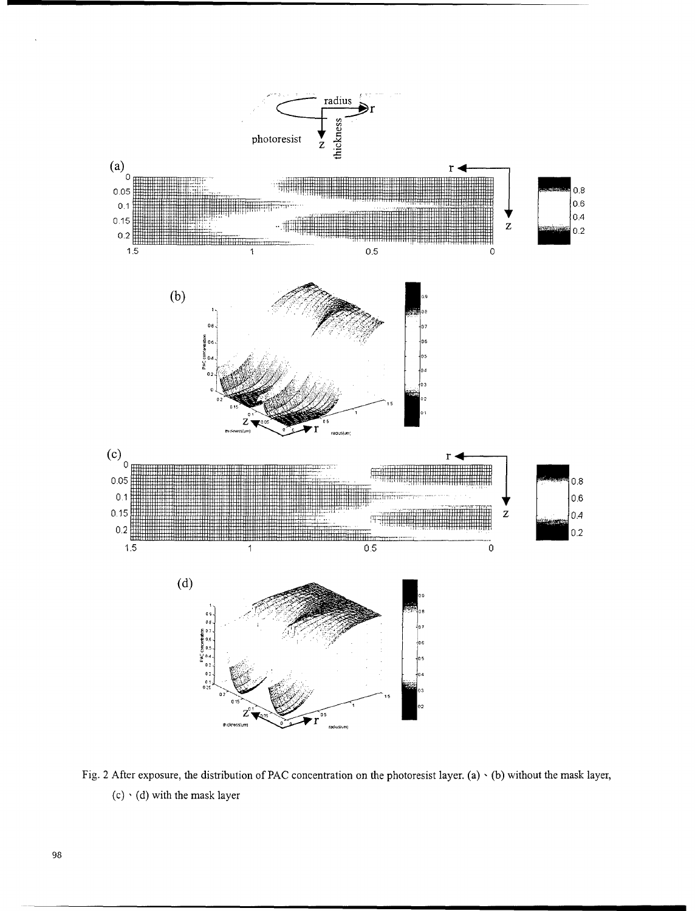Fig. 2 After exposure, the distribution of PAC concentration on the photoresist layer. (a)、(b) without the mask layer, (c)、(d) with the mask layer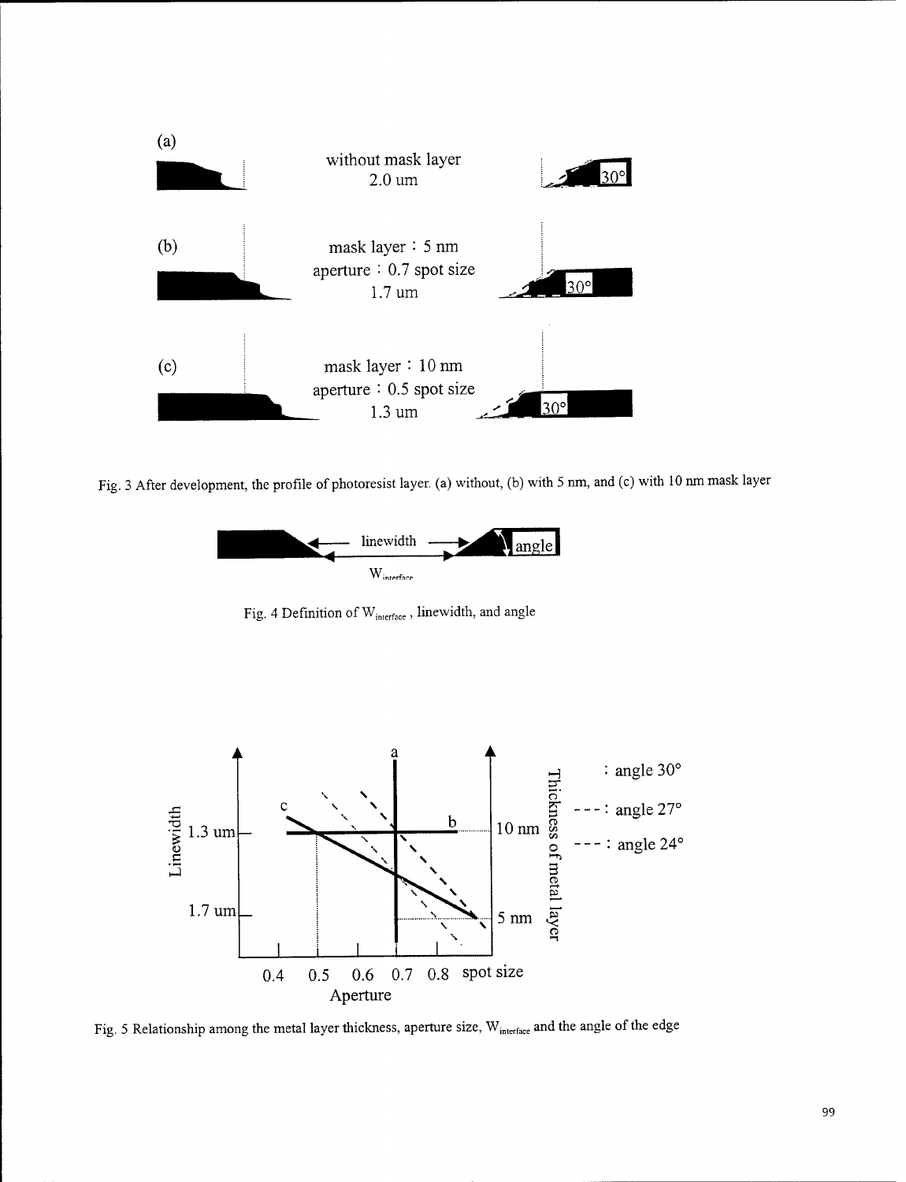Fig. 3 After development, the profile of photoresist layer. (a) without, (b) with 5 nm, and (c) with 10 nm mask layer

Fig. 4 Definition of $W_{interface}$ , linewidth, and angle

Fig. 5 Relationship among the metal layer thickness, aperture size, $W_{interface}$ and the angle of the edge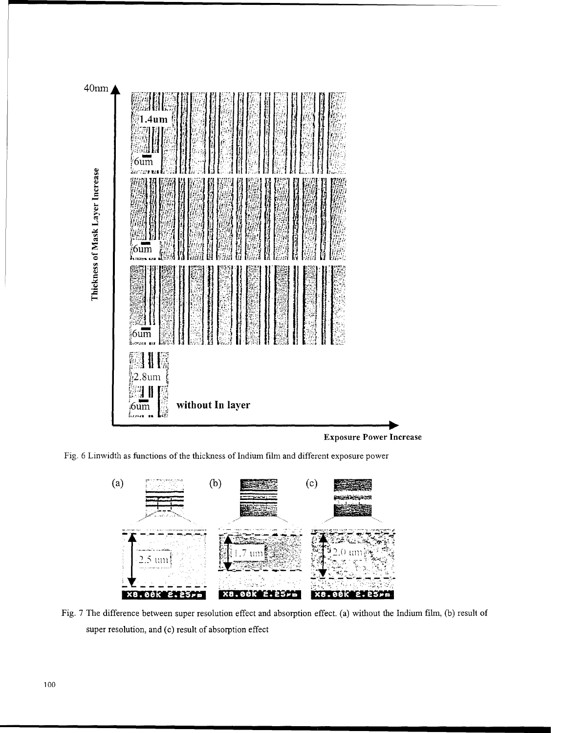Fig. 6 Linwidth as functions of the thickness of Indium film and different exposure power

Fig. 7 The difference between super resolution effect and absorption effect. (a) without the Indium film, (b) result of super resolution, and (c) result of absorption effect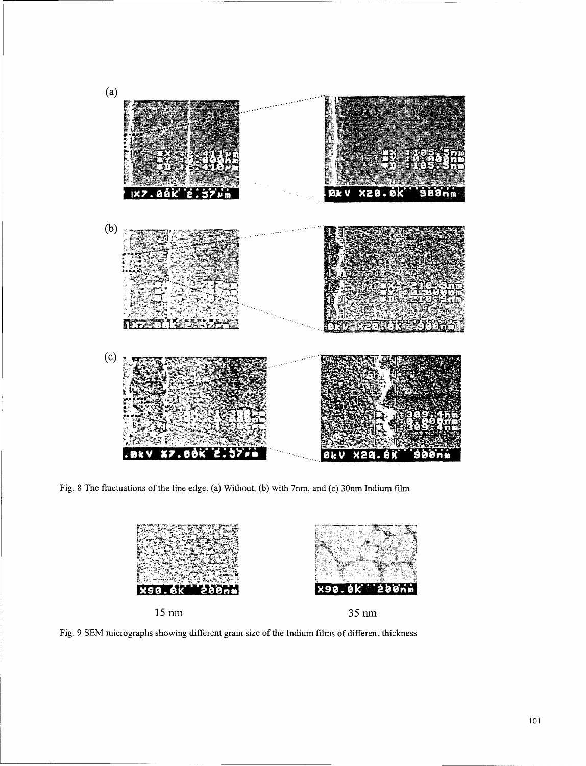(a)

(b)

(c)

Fig. 8 The fluctuations of the line edge. (a) Without, (b) with 7nm, and (c) 30nm Indium film

15 nm

35 nm

Fig. 9 SEM micrographs showing different grain size of the Indium films of different thickness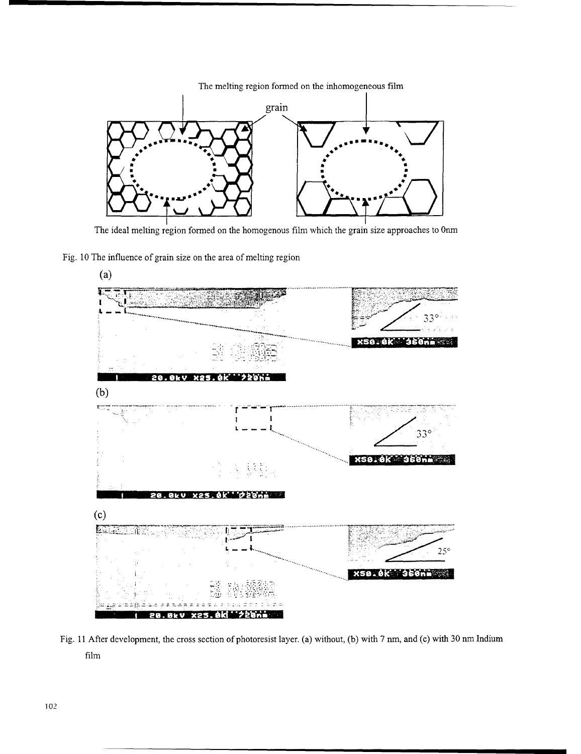The melting region formed on the inhomogeneous film

grain

The ideal melting region formed on the homogenous film which the grain size approaches to 0nm

Fig. 10 The influence of grain size on the area of melting region

(a)

33°

x50.0k 360nm

20.0kV x25.0k 720nm

(b)

33°

x50.0k 360nm

20.0kV x25.0k 720nm

(c)

25°

x50.0k 360nm

20.0kV x25.0k 720nm

Fig. 11 After development, the cross section of photoresist layer. (a) without, (b) with 7 nm, and (c) with 30 nm Indium film